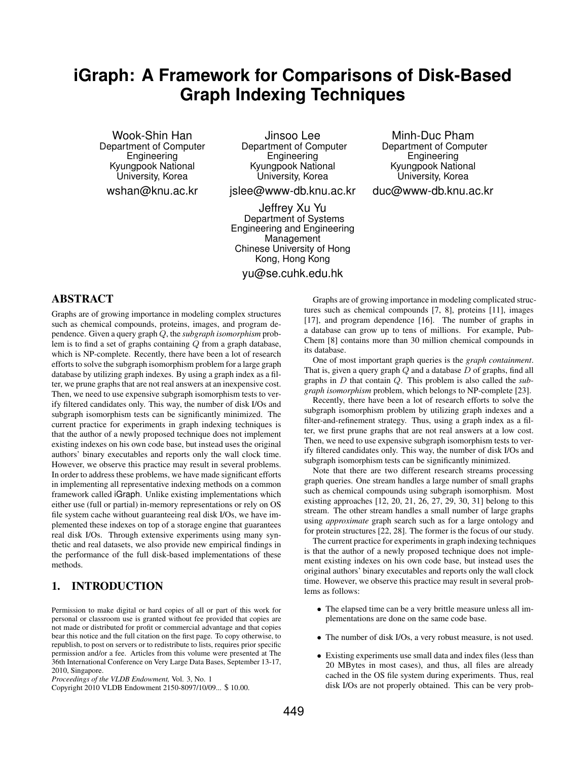# iGraph: A Framework for Comparisons of Disk-Based Graph Indexing Techniques

Wook-Shin Han
Department of Computer Engineering
Kyungpook National University, Korea
wshan@knu.ac.kr

Jinsoo Lee
Department of Computer Engineering
Kyungpook National University, Korea
jslee@www-db.knu.ac.kr

Minh-Duc Pham
Department of Computer Engineering
Kyungpook National University, Korea
duc@www-db.knu.ac.kr

Jeffrey Xu Yu
Department of Systems Engineering and Engineering Management
Chinese University of Hong Kong, Hong Kong
yu@se.cuhk.edu.hk

## ABSTRACT

Graphs are of growing importance in modeling complex structures such as chemical compounds, proteins, images, and program dependence. Given a query graph $Q$, the *subgraph isomorphism* problem is to find a set of graphs containing $Q$ from a graph database, which is NP-complete. Recently, there have been a lot of research efforts to solve the subgraph isomorphism problem for a large graph database by utilizing graph indexes. By using a graph index as a filter, we prune graphs that are not real answers at an inexpensive cost. Then, we need to use expensive subgraph isomorphism tests to verify filtered candidates only. This way, the number of disk I/Os and subgraph isomorphism tests can be significantly minimized. The current practice for experiments in graph indexing techniques is that the author of a newly proposed technique does not implement existing indexes on his own code base, but instead uses the original authors' binary executables and reports only the wall clock time. However, we observe this practice may result in several problems. In order to address these problems, we have made significant efforts in implementing all representative indexing methods on a common framework called iGraph. Unlike existing implementations which either use (full or partial) in-memory representations or rely on OS file system cache without guaranteeing real disk I/Os, we have implemented these indexes on top of a storage engine that guarantees real disk I/Os. Through extensive experiments using many synthetic and real datasets, we also provide new empirical findings in the performance of the full disk-based implementations of these methods.

## 1. INTRODUCTION

Graphs are of growing importance in modeling complicated structures such as chemical compounds [7, 8], proteins [11], images [17], and program dependence [16]. The number of graphs in a database can grow up to tens of millions. For example, PubChem [8] contains more than 30 million chemical compounds in its database.

One of most important graph queries is the *graph containment*. That is, given a query graph $Q$ and a database $D$ of graphs, find all graphs in $D$ that contain $Q$. This problem is also called the *subgraph isomorphism* problem, which belongs to NP-complete [23].

Recently, there have been a lot of research efforts to solve the subgraph isomorphism problem by utilizing graph indexes and a filter-and-refinement strategy. Thus, using a graph index as a filter, we first prune graphs that are not real answers at a low cost. Then, we need to use expensive subgraph isomorphism tests to verify filtered candidates only. This way, the number of disk I/Os and subgraph isomorphism tests can be significantly minimized.

Note that there are two different research streams processing graph queries. One stream handles a large number of small graphs such as chemical compounds using subgraph isomorphism. Most existing approaches [12, 20, 21, 26, 27, 29, 30, 31] belong to this stream. The other stream handles a small number of large graphs using *approximate* graph search such as for a large ontology and for protein structures [22, 28]. The former is the focus of our study.

The current practice for experiments in graph indexing techniques is that the author of a newly proposed technique does not implement existing indexes on his own code base, but instead uses the original authors' binary executables and reports only the wall clock time. However, we observe this practice may result in several problems as follows:

- The elapsed time can be a very brittle measure unless all implementations are done on the same code base.
- The number of disk I/Os, a very robust measure, is not used.
- Existing experiments use small data and index files (less than 20 MBytes in most cases), and thus, all files are already cached in the OS file system during experiments. Thus, real disk I/Os are not properly obtained. This can be very prob-

Permission to make digital or hard copies of all or part of this work for personal or classroom use is granted without fee provided that copies are not made or distributed for profit or commercial advantage and that copies bear this notice and the full citation on the first page. To copy otherwise, to republish, to post on servers or to redistribute to lists, requires prior specific permission and/or a fee. Articles from this volume were presented at The 36th International Conference on Very Large Data Bases, September 13-17, 2010, Singapore.
*Proceedings of the VLDB Endowment,* Vol. 3, No. 1
Copyright 2010 VLDB Endowment 2150-8097/10/09... $ 10.00.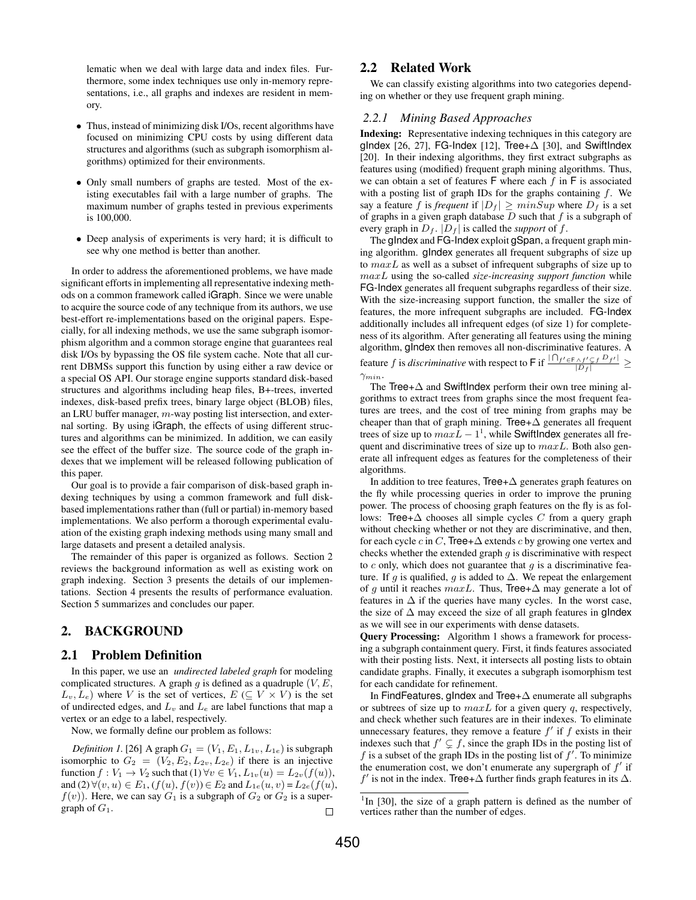lematic when we deal with large data and index files. Furthermore, some index techniques use only in-memory representations, i.e., all graphs and indexes are resident in memory.

- Thus, instead of minimizing disk I/Os, recent algorithms have focused on minimizing CPU costs by using different data structures and algorithms (such as subgraph isomorphism algorithms) optimized for their environments.
- Only small numbers of graphs are tested. Most of the existing executables fail with a large number of graphs. The maximum number of graphs tested in previous experiments is 100,000.
- Deep analysis of experiments is very hard; it is difficult to see why one method is better than another.

In order to address the aforementioned problems, we have made significant efforts in implementing all representative indexing methods on a common framework called iGraph. Since we were unable to acquire the source code of any technique from its authors, we use best-effort re-implementations based on the original papers. Especially, for all indexing methods, we use the same subgraph isomorphism algorithm and a common storage engine that guarantees real disk I/Os by bypassing the OS file system cache. Note that all current DBMSs support this function by using either a raw device or a special OS API. Our storage engine supports standard disk-based structures and algorithms including heap files, B+-trees, inverted indexes, disk-based prefix trees, binary large object (BLOB) files, an LRU buffer manager, $m$-way posting list intersection, and external sorting. By using iGraph, the effects of using different structures and algorithms can be minimized. In addition, we can easily see the effect of the buffer size. The source code of the graph indexes that we implement will be released following publication of this paper.

Our goal is to provide a fair comparison of disk-based graph indexing techniques by using a common framework and full disk-based implementations rather than (full or partial) in-memory based implementations. We also perform a thorough experimental evaluation of the existing graph indexing methods using many small and large datasets and present a detailed analysis.

The remainder of this paper is organized as follows. Section 2 reviews the background information as well as existing work on graph indexing. Section 3 presents the details of our implementations. Section 4 presents the results of performance evaluation. Section 5 summarizes and concludes our paper.

## 2. BACKGROUND

### 2.1 Problem Definition

In this paper, we use an *undirected labeled graph* for modeling complicated structures. A graph $g$ is defined as a quadruple ($V$, $E$, $L_v$, $L_e$) where $V$ is the set of vertices, $E$ ($\subseteq V \times V$) is the set of undirected edges, and $L_v$ and $L_e$ are label functions that map a vertex or an edge to a label, respectively.

Now, we formally define our problem as follows:

*Definition 1.* [26] A graph $G_1 = (V_1, E_1, L_{1v}, L_{1e})$ is subgraph isomorphic to $G_2 = (V_2, E_2, L_{2v}, L_{2e})$ if there is an injective function $f : V_1 \rightarrow V_2$ such that (1) $\forall v \in V_1, L_{1v}(u) = L_{2v}(f(u))$, and (2) $\forall (v, u) \in E_1, (f(u), f(v)) \in E_2$ and $L_{1e}(u, v) = L_{2e}(f(u), f(v))$. Here, we can say $G_1$ is a subgraph of $G_2$ or $G_2$ is a supergraph of $G_1$. □

### 2.2 Related Work

We can classify existing algorithms into two categories depending on whether or they use frequent graph mining.

#### 2.2.1 Mining Based Approaches

**Indexing:** Representative indexing techniques in this category are gIndex [26, 27], FG-Index [12], Tree+$\Delta$ [30], and SwiftIndex [20]. In their indexing algorithms, they first extract subgraphs as features using (modified) frequent graph mining algorithms. Thus, we can obtain a set of features $\mathsf{F}$ where each $f$ in $\mathsf{F}$ is associated with a posting list of graph IDs for the graphs containing $f$. We say a feature $f$ is *frequent* if $|D_f| \geq minSup$ where $D_f$ is a set of graphs in a given graph database $D$ such that $f$ is a subgraph of every graph in $D_f$. $|D_f|$ is called the *support* of $f$.

The gIndex and FG-Index exploit gSpan, a frequent graph mining algorithm. gIndex generates all frequent subgraphs of size up to $maxL$ as well as a subset of infrequent subgraphs of size up to $maxL$ using the so-called *size-increasing support function* while FG-Index generates all frequent subgraphs regardless of their size. With the size-increasing support function, the smaller the size of features, the more infrequent subgraphs are included. FG-Index additionally includes all infrequent edges (of size 1) for completeness of its algorithm. After generating all features using the mining algorithm, gIndex then removes all non-discriminative features. A feature $f$ is *discriminative* with respect to $\mathsf{F}$ if $\frac{|\bigcap_{f' \in \mathsf{F} \wedge f' \subsetneq f} D_{f'}|}{|D_f|} \geq \gamma_{min}$.

The Tree+$\Delta$ and SwiftIndex perform their own tree mining algorithms to extract trees from graphs since the most frequent features are trees, and the cost of tree mining from graphs may be cheaper than that of graph mining. Tree+$\Delta$ generates all frequent trees of size up to $maxL - 1$[1], while SwiftIndex generates all frequent and discriminative trees of size up to $maxL$. Both also generate all infrequent edges as features for the completeness of their algorithms.

In addition to tree features, Tree+$\Delta$ generates graph features on the fly while processing queries in order to improve the pruning power. The process of choosing graph features on the fly is as follows: Tree+$\Delta$ chooses all simple cycles $C$ from a query graph without checking whether or not they are discriminative, and then, for each cycle $c$ in $C$, Tree+$\Delta$ extends $c$ by growing one vertex and checks whether the extended graph $g$ is discriminative with respect to $c$ only, which does not guarantee that $g$ is a discriminative feature. If $g$ is qualified, $g$ is added to $\Delta$. We repeat the enlargement of $g$ until it reaches $maxL$. Thus, Tree+$\Delta$ may generate a lot of features in $\Delta$ if the queries have many cycles. In the worst case, the size of $\Delta$ may exceed the size of all graph features in gIndex as we will see in our experiments with dense datasets.

**Query Processing:** Algorithm 1 shows a framework for processing a subgraph containment query. First, it finds features associated with their posting lists. Next, it intersects all posting lists to obtain candidate graphs. Finally, it executes a subgraph isomorphism test for each candidate for refinement.

In FindFeatures, gIndex and Tree+$\Delta$ enumerate all subgraphs or subtrees of size up to $maxL$ for a given query $q$, respectively, and check whether such features are in their indexes. To eliminate unnecessary features, they remove a feature $f'$ if $f$ exists in their indexes such that $f' \subsetneq f$, since the graph IDs in the posting list of $f$ is a subset of the graph IDs in the posting list of $f'$. To minimize the enumeration cost, we don't enumerate any supergraph of $f'$ if $f'$ is not in the index. Tree+$\Delta$ further finds graph features in its $\Delta$.

[1] In [30], the size of a graph pattern is defined as the number of vertices rather than the number of edges.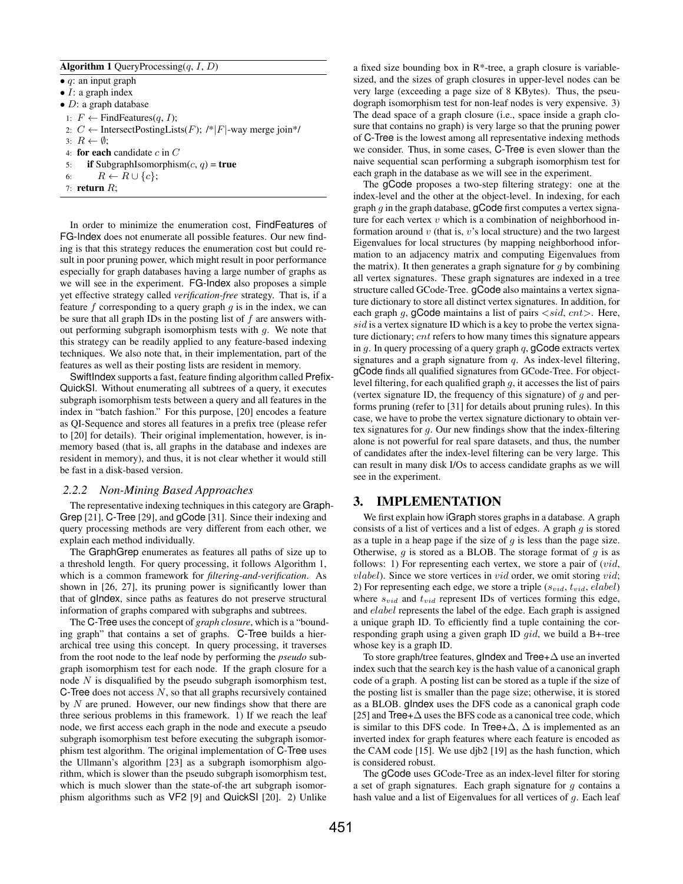**Algorithm 1** QueryProcessing($q$, $I$, $D$)

- $q$: an input graph
- $I$: a graph index
- $D$: a graph database

```
1: F ← FindFeatures(q, I);
2: C ← IntersectPostingLists(F); /*|F|-way merge join*/
3: R ← ∅;
4: for each candidate c in C
5:    if SubgraphIsomorphism(c, q) = true
6:       R ← R ∪ {c};
7: return R;
```

In order to minimize the enumeration cost, FindFeatures of FG-Index does not enumerate all possible features. Our new finding is that this strategy reduces the enumeration cost but could result in poor pruning power, which might result in poor performance especially for graph databases having a large number of graphs as we will see in the experiment. FG-Index also proposes a simple yet effective strategy called *verification-free* strategy. That is, if a feature $f$ corresponding to a query graph $g$ is in the index, we can be sure that all graph IDs in the posting list of $f$ are answers without performing subgraph isomorphism tests with $g$. We note that this strategy can be readily applied to any feature-based indexing techniques. We also note that, in their implementation, part of the features as well as their posting lists are resident in memory.

SwiftIndex supports a fast, feature finding algorithm called Prefix-QuickSI. Without enumerating all subtrees of a query, it executes subgraph isomorphism tests between a query and all features in the index in "batch fashion." For this purpose, [20] encodes a feature as QI-Sequence and stores all features in a prefix tree (please refer to [20] for details). Their original implementation, however, is in-memory based (that is, all graphs in the database and indexes are resident in memory), and thus, it is not clear whether it would still be fast in a disk-based version.

### 2.2.2 Non-Mining Based Approaches

The representative indexing techniques in this category are GraphGrep [21], C-Tree [29], and gCode [31]. Since their indexing and query processing methods are very different from each other, we explain each method individually.

The GraphGrep enumerates as features all paths of size up to a threshold length. For query processing, it follows Algorithm 1, which is a common framework for *filtering-and-verification*. As shown in [26, 27], its pruning power is significantly lower than that of gIndex, since paths as features do not preserve structural information of graphs compared with subgraphs and subtrees.

The C-Tree uses the concept of *graph closure*, which is a "bounding graph" that contains a set of graphs. C-Tree builds a hierarchical tree using this concept. In query processing, it traverses from the root node to the leaf node by performing the *pseudo* subgraph isomorphism test for each node. If the graph closure for a node $N$ is disqualified by the pseudo subgraph isomorphism test, C-Tree does not access $N$, so that all graphs recursively contained by $N$ are pruned. However, our new findings show that there are three serious problems in this framework. 1) If we reach the leaf node, we first access each graph in the node and execute a pseudo subgraph isomorphism test before executing the subgraph isomorphism test algorithm. The original implementation of C-Tree uses the Ullmann's algorithm [23] as a subgraph isomorphism algorithm, which is slower than the pseudo subgraph isomorphism test, which is much slower than the state-of-the art subgraph isomorphism algorithms such as VF2 [9] and QuickSI [20]. 2) Unlike a fixed size bounding box in R*-tree, a graph closure is variable-sized, and the sizes of graph closures in upper-level nodes can be very large (exceeding a page size of 8 KBytes). Thus, the pseudograph isomorphism test for non-leaf nodes is very expensive. 3) The dead space of a graph closure (i.e., space inside a graph closure that contains no graph) is very large so that the pruning power of C-Tree is the lowest among all representative indexing methods we consider. Thus, in some cases, C-Tree is even slower than the naive sequential scan performing a subgraph isomorphism test for each graph in the database as we will see in the experiment.

The gCode proposes a two-step filtering strategy: one at the index-level and the other at the object-level. In indexing, for each graph $g$ in the graph database, gCode first computes a vertex signature for each vertex $v$ which is a combination of neighborhood information around $v$ (that is, $v$'s local structure) and the two largest Eigenvalues for local structures (by mapping neighborhood information to an adjacency matrix and computing Eigenvalues from the matrix). It then generates a graph signature for $g$ by combining all vertex signatures. These graph signatures are indexed in a tree structure called GCode-Tree. gCode also maintains a vertex signature dictionary to store all distinct vertex signatures. In addition, for each graph $g$, gCode maintains a list of pairs $<sid, cnt>$. Here, $sid$ is a vertex signature ID which is a key to probe the vertex signature dictionary; $cnt$ refers to how many times this signature appears in $g$. In query processing of a query graph $q$, gCode extracts vertex signatures and a graph signature from $q$. As index-level filtering, gCode finds all qualified signatures from GCode-Tree. For object-level filtering, for each qualified graph $g$, it accesses the list of pairs (vertex signature ID, the frequency of this signature) of $g$ and performs pruning (refer to [31] for details about pruning rules). In this case, we have to probe the vertex signature dictionary to obtain vertex signatures for $g$. Our new findings show that the index-filtering alone is not powerful for real spare datasets, and thus, the number of candidates after the index-level filtering can be very large. This can result in many disk I/Os to access candidate graphs as we will see in the experiment.

## 3. IMPLEMENTATION

We first explain how iGraph stores graphs in a database. A graph consists of a list of vertices and a list of edges. A graph $g$ is stored as a tuple in a heap page if the size of $g$ is less than the page size. Otherwise, $g$ is stored as a BLOB. The storage format of $g$ is as follows: 1) For representing each vertex, we store a pair of ($vid$, $vlabel$). Since we store vertices in $vid$ order, we omit storing $vid$; 2) For representing each edge, we store a triple ($s_{vid}$, $t_{vid}$, $elabel$) where $s_{vid}$ and $t_{vid}$ represent IDs of vertices forming this edge, and $elabel$ represents the label of the edge. Each graph is assigned a unique graph ID. To efficiently find a tuple containing the corresponding graph using a given graph ID $gid$, we build a B+-tree whose key is a graph ID.

To store graph/tree features, gIndex and Tree+$\Delta$ use an inverted index such that the search key is the hash value of a canonical graph code of a graph. A posting list can be stored as a tuple if the size of the posting list is smaller than the page size; otherwise, it is stored as a BLOB. gIndex uses the DFS code as a canonical graph code [25] and Tree+$\Delta$ uses the BFS code as a canonical tree code, which is similar to this DFS code. In Tree+$\Delta$, $\Delta$ is implemented as an inverted index for graph features where each feature is encoded as the CAM code [15]. We use djb2 [19] as the hash function, which is considered robust.

The gCode uses GCode-Tree as an index-level filter for storing a set of graph signatures. Each graph signature for $g$ contains a hash value and a list of Eigenvalues for all vertices of $g$. Each leaf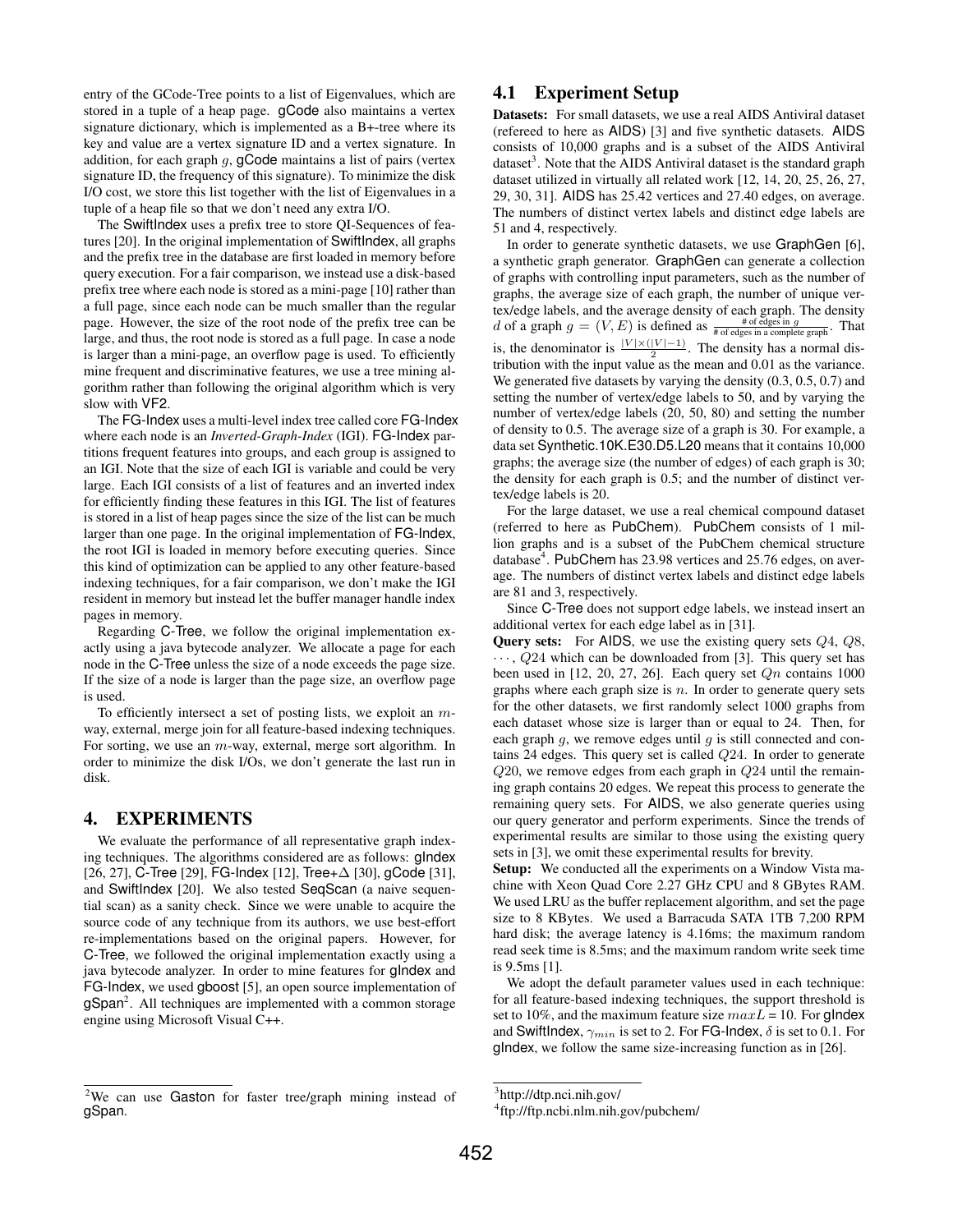entry of the GCode-Tree points to a list of Eigenvalues, which are stored in a tuple of a heap page. gCode also maintains a vertex signature dictionary, which is implemented as a B+-tree where its key and value are a vertex signature ID and a vertex signature. In addition, for each graph $g$, gCode maintains a list of pairs (vertex signature ID, the frequency of this signature). To minimize the disk I/O cost, we store this list together with the list of Eigenvalues in a tuple of a heap file so that we don't need any extra I/O.

The SwiftIndex uses a prefix tree to store QI-Sequences of features [20]. In the original implementation of SwiftIndex, all graphs and the prefix tree in the database are first loaded in memory before query execution. For a fair comparison, we instead use a disk-based prefix tree where each node is stored as a mini-page [10] rather than a full page, since each node can be much smaller than the regular page. However, the size of the root node of the prefix tree can be large, and thus, the root node is stored as a full page. In case a node is larger than a mini-page, an overflow page is used. To efficiently mine frequent and discriminative features, we use a tree mining algorithm rather than following the original algorithm which is very slow with VF2.

The FG-Index uses a multi-level index tree called core FG-Index where each node is an *Inverted-Graph-Index* (IGI). FG-Index partitions frequent features into groups, and each group is assigned to an IGI. Note that the size of each IGI is variable and could be very large. Each IGI consists of a list of features and an inverted index for efficiently finding these features in this IGI. The list of features is stored in a list of heap pages since the size of the list can be much larger than one page. In the original implementation of FG-Index, the root IGI is loaded in memory before executing queries. Since this kind of optimization can be applied to any other feature-based indexing techniques, for a fair comparison, we don't make the IGI resident in memory but instead let the buffer manager handle index pages in memory.

Regarding C-Tree, we follow the original implementation exactly using a java bytecode analyzer. We allocate a page for each node in the C-Tree unless the size of a node exceeds the page size. If the size of a node is larger than the page size, an overflow page is used.

To efficiently intersect a set of posting lists, we exploit an $m$-way, external, merge join for all feature-based indexing techniques. For sorting, we use an $m$-way, external, merge sort algorithm. In order to minimize the disk I/Os, we don't generate the last run in disk.

# 4. EXPERIMENTS

We evaluate the performance of all representative graph indexing techniques. The algorithms considered are as follows: gIndex [26, 27], C-Tree [29], FG-Index [12], Tree+$\Delta$ [30], gCode [31], and SwiftIndex [20]. We also tested SeqScan (a naive sequential scan) as a sanity check. Since we were unable to acquire the source code of any technique from its authors, we use best-effort re-implementations based on the original papers. However, for C-Tree, we followed the original implementation exactly using a java bytecode analyzer. In order to mine features for gIndex and FG-Index, we used gboost [5], an open source implementation of gSpan[2]. All techniques are implemented with a common storage engine using Microsoft Visual C++.

## 4.1 Experiment Setup

**Datasets:** For small datasets, we use a real AIDS Antiviral dataset (refereed to here as AIDS) [3] and five synthetic datasets. AIDS consists of 10,000 graphs and is a subset of the AIDS Antiviral dataset[3]. Note that the AIDS Antiviral dataset is the standard graph dataset utilized in virtually all related work [12, 14, 20, 25, 26, 27, 29, 30, 31]. AIDS has 25.42 vertices and 27.40 edges, on average. The numbers of distinct vertex labels and distinct edge labels are 51 and 4, respectively.

In order to generate synthetic datasets, we use GraphGen [6], a synthetic graph generator. GraphGen can generate a collection of graphs with controlling input parameters, such as the number of graphs, the average size of each graph, the number of unique vertex/edge labels, and the average density of each graph. The density $d$ of a graph $g = (V, E)$ is defined as $\frac{\text{\# of edges in } g}{\text{\# of edges in a complete graph}}$. That is, the denominator is $\frac{|V|\times(|V|-1)}{2}$. The density has a normal distribution with the input value as the mean and 0.01 as the variance. We generated five datasets by varying the density (0.3, 0.5, 0.7) and setting the number of vertex/edge labels to 50, and by varying the number of vertex/edge labels (20, 50, 80) and setting the number of density to 0.5. The average size of a graph is 30. For example, a data set Synthetic.10K.E30.D5.L20 means that it contains 10,000 graphs; the average size (the number of edges) of each graph is 30; the density for each graph is 0.5; and the number of distinct vertex/edge labels is 20.

For the large dataset, we use a real chemical compound dataset (referred to here as PubChem). PubChem consists of 1 million graphs and is a subset of the PubChem chemical structure database[4]. PubChem has 23.98 vertices and 25.76 edges, on average. The numbers of distinct vertex labels and distinct edge labels are 81 and 3, respectively.

Since C-Tree does not support edge labels, we instead insert an additional vertex for each edge label as in [31].

**Query sets:** For AIDS, we use the existing query sets $Q4$, $Q8$, $\cdots$, $Q24$ which can be downloaded from [3]. This query set has been used in [12, 20, 27, 26]. Each query set $Qn$ contains 1000 graphs where each graph size is $n$. In order to generate query sets for the other datasets, we first randomly select 1000 graphs from each dataset whose size is larger than or equal to 24. Then, for each graph $g$, we remove edges until $g$ is still connected and contains 24 edges. This query set is called $Q24$. In order to generate $Q20$, we remove edges from each graph in $Q24$ until the remaining graph contains 20 edges. We repeat this process to generate the remaining query sets. For AIDS, we also generate queries using our query generator and perform experiments. Since the trends of experimental results are similar to those using the existing query sets in [3], we omit these experimental results for brevity.

**Setup:** We conducted all the experiments on a Window Vista machine with Xeon Quad Core 2.27 GHz CPU and 8 GBytes RAM. We used LRU as the buffer replacement algorithm, and set the page size to 8 KBytes. We used a Barracuda SATA 1TB 7,200 RPM hard disk; the average latency is 4.16ms; the maximum random read seek time is 8.5ms; and the maximum random write seek time is 9.5ms [1].

We adopt the default parameter values used in each technique: for all feature-based indexing techniques, the support threshold is set to 10%, and the maximum feature size $maxL$ = 10. For gIndex and SwiftIndex, $\gamma_{min}$ is set to 2. For FG-Index, $\delta$ is set to 0.1. For gIndex, we follow the same size-increasing function as in [26].

[2]We can use Gaston for faster tree/graph mining instead of gSpan.

[3]http://dtp.nci.nih.gov/

[4]ftp://ftp.ncbi.nlm.nih.gov/pubchem/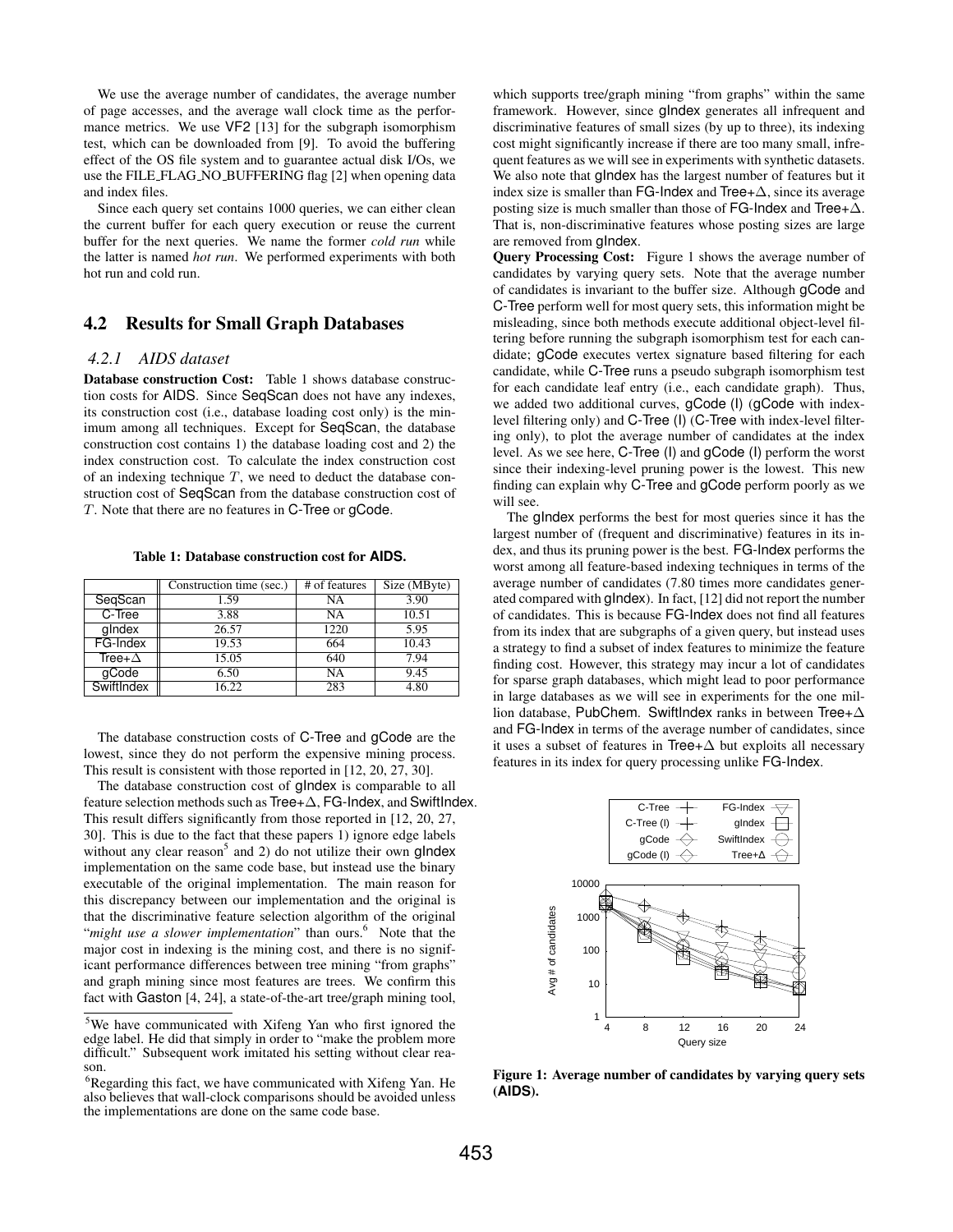We use the average number of candidates, the average number of page accesses, and the average wall clock time as the performance metrics. We use VF2 [13] for the subgraph isomorphism test, which can be downloaded from [9]. To avoid the buffering effect of the OS file system and to guarantee actual disk I/Os, we use the FILE_FLAG_NO_BUFFERING flag [2] when opening data and index files.

Since each query set contains 1000 queries, we can either clean the current buffer for each query execution or reuse the current buffer for the next queries. We name the former *cold run* while the latter is named *hot run*. We performed experiments with both hot run and cold run.

## 4.2 Results for Small Graph Databases

### 4.2.1 AIDS dataset

**Database construction Cost:** Table 1 shows database construction costs for AIDS. Since SeqScan does not have any indexes, its construction cost (i.e., database loading cost only) is the minimum among all techniques. Except for SeqScan, the database construction cost contains 1) the database loading cost and 2) the index construction cost. To calculate the index construction cost of an indexing technique $T$, we need to deduct the database construction cost of SeqScan from the database construction cost of $T$. Note that there are no features in C-Tree or gCode.

**Table 1: Database construction cost for AIDS.**

| | Construction time (sec.) | # of features | Size (MByte) |
|---|---|---|---|
| SeqScan | 1.59 | NA | 3.90 |
| C-Tree | 3.88 | NA | 10.51 |
| gIndex | 26.57 | 1220 | 5.95 |
| FG-Index | 19.53 | 664 | 10.43 |
| Tree+$\Delta$ | 15.05 | 640 | 7.94 |
| gCode | 6.50 | NA | 9.45 |
| SwiftIndex | 16.22 | 283 | 4.80 |

The database construction costs of C-Tree and gCode are the lowest, since they do not perform the expensive mining process. This result is consistent with those reported in [12, 20, 27, 30].

The database construction cost of gIndex is comparable to all feature selection methods such as Tree+$\Delta$, FG-Index, and SwiftIndex. This result differs significantly from those reported in [12, 20, 27, 30]. This is due to the fact that these papers 1) ignore edge labels without any clear reason[5] and 2) do not utilize their own gIndex implementation on the same code base, but instead use the binary executable of the original implementation. The main reason for this discrepancy between our implementation and the original is that the discriminative feature selection algorithm of the original "*might use a slower implementation*" than ours.[6] Note that the major cost in indexing is the mining cost, and there is no significant performance differences between tree mining "from graphs" and graph mining since most features are trees. We confirm this fact with Gaston [4, 24], a state-of-the-art tree/graph mining tool, which supports tree/graph mining "from graphs" within the same framework. However, since gIndex generates all infrequent and discriminative features of small sizes (by up to three), its indexing cost might significantly increase if there are too many small, infrequent features as we will see in experiments with synthetic datasets. We also note that gIndex has the largest number of features but it index size is smaller than FG-Index and Tree+$\Delta$, since its average posting size is much smaller than those of FG-Index and Tree+$\Delta$. That is, non-discriminative features whose posting sizes are large are removed from gIndex.

**Query Processing Cost:** Figure 1 shows the average number of candidates by varying query sets. Note that the average number of candidates is invariant to the buffer size. Although gCode and C-Tree perform well for most query sets, this information might be misleading, since both methods execute additional object-level filtering before running the subgraph isomorphism test for each candidate; gCode executes vertex signature based filtering for each candidate, while C-Tree runs a pseudo subgraph isomorphism test for each candidate leaf entry (i.e., each candidate graph). Thus, we added two additional curves, gCode (I) (gCode with index-level filtering only) and C-Tree (I) (C-Tree with index-level filtering only), to plot the average number of candidates at the index level. As we see here, C-Tree (I) and gCode (I) perform the worst since their indexing-level pruning power is the lowest. This new finding can explain why C-Tree and gCode perform poorly as we will see.

The gIndex performs the best for most queries since it has the largest number of (frequent and discriminative) features in its index, and thus its pruning power is the best. FG-Index performs the worst among all feature-based indexing techniques in terms of the average number of candidates (7.80 times more candidates generated compared with gIndex). In fact, [12] did not report the number of candidates. This is because FG-Index does not find all features from its index that are subgraphs of a given query, but instead uses a strategy to find a subset of index features to minimize the feature finding cost. However, this strategy may incur a lot of candidates for sparse graph databases, which might lead to poor performance in large databases as we will see in experiments for the one million database, PubChem. SwiftIndex ranks in between Tree+$\Delta$ and FG-Index in terms of the average number of candidates, since it uses a subset of features in Tree+$\Delta$ but exploits all necessary features in its index for query processing unlike FG-Index.

**Figure 1: Average number of candidates by varying query sets (AIDS).**

[5] We have communicated with Xifeng Yan who first ignored the edge label. He did that simply in order to "make the problem more difficult." Subsequent work imitated his setting without clear reason.

[6] Regarding this fact, we have communicated with Xifeng Yan. He also believes that wall-clock comparisons should be avoided unless the implementations are done on the same code base.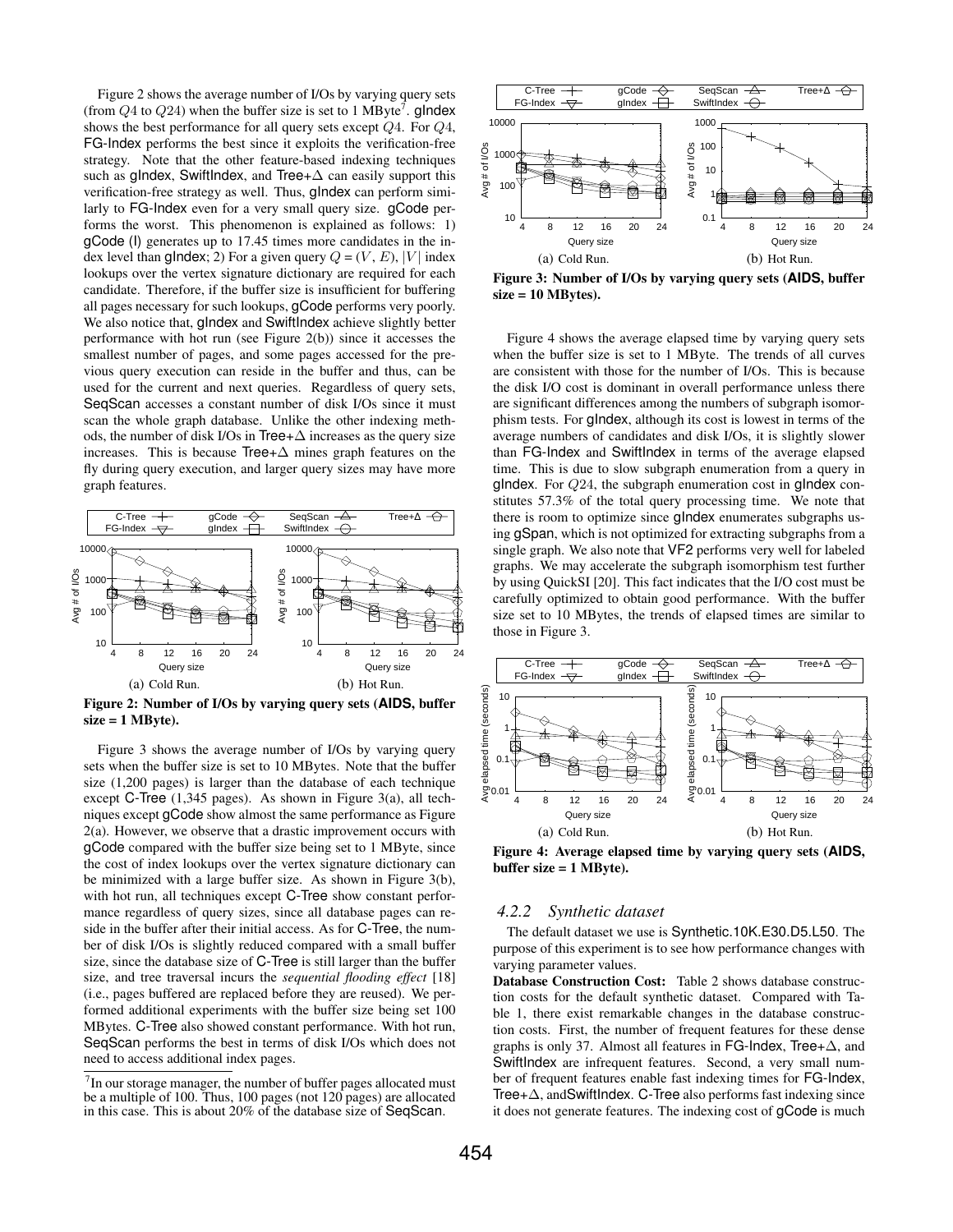Figure 2 shows the average number of I/Os by varying query sets (from $Q4$ to $Q24$) when the buffer size is set to 1 MByte[7]. gIndex shows the best performance for all query sets except $Q4$. For $Q4$, FG-Index performs the best since it exploits the verification-free strategy. Note that the other feature-based indexing techniques such as gIndex, SwiftIndex, and Tree+Δ can easily support this verification-free strategy as well. Thus, gIndex can perform similarly to FG-Index even for a very small query size. gCode performs the worst. This phenomenon is explained as follows: 1) gCode (I) generates up to 17.45 times more candidates in the index level than gIndex; 2) For a given query $Q = (V, E)$, $|V|$ index lookups over the vertex signature dictionary are required for each candidate. Therefore, if the buffer size is insufficient for buffering all pages necessary for such lookups, gCode performs very poorly. We also notice that, gIndex and SwiftIndex achieve slightly better performance with hot run (see Figure 2(b)) since it accesses the smallest number of pages, and some pages accessed for the previous query execution can reside in the buffer and thus, can be used for the current and next queries. Regardless of query sets, SeqScan accesses a constant number of disk I/Os since it must scan the whole graph database. Unlike the other indexing methods, the number of disk I/Os in Tree+Δ increases as the query size increases. This is because Tree+Δ mines graph features on the fly during query execution, and larger query sizes may have more graph features.

Figure 2: Number of I/Os by varying query sets (AIDS, buffer size = 1 MByte).

Figure 3 shows the average number of I/Os by varying query sets when the buffer size is set to 10 MBytes. Note that the buffer size (1,200 pages) is larger than the database of each technique except C-Tree (1,345 pages). As shown in Figure 3(a), all techniques except gCode show almost the same performance as Figure 2(a). However, we observe that a drastic improvement occurs with gCode compared with the buffer size being set to 1 MByte, since the cost of index lookups over the vertex signature dictionary can be minimized with a large buffer size. As shown in Figure 3(b), with hot run, all techniques except C-Tree show constant performance regardless of query sizes, since all database pages can reside in the buffer after their initial access. As for C-Tree, the number of disk I/Os is slightly reduced compared with a small buffer size, since the database size of C-Tree is still larger than the buffer size, and tree traversal incurs the *sequential flooding effect* [18] (i.e., pages buffered are replaced before they are reused). We performed additional experiments with the buffer size being set 100 MBytes. C-Tree also showed constant performance. With hot run, SeqScan performs the best in terms of disk I/Os which does not need to access additional index pages.

[7] In our storage manager, the number of buffer pages allocated must be a multiple of 100. Thus, 100 pages (not 120 pages) are allocated in this case. This is about 20% of the database size of SeqScan.

Figure 3: Number of I/Os by varying query sets (AIDS, buffer size = 10 MBytes).

Figure 4 shows the average elapsed time by varying query sets when the buffer size is set to 1 MByte. The trends of all curves are consistent with those for the number of I/Os. This is because the disk I/O cost is dominant in overall performance unless there are significant differences among the numbers of subgraph isomorphism tests. For gIndex, although its cost is lowest in terms of the average numbers of candidates and disk I/Os, it is slightly slower than FG-Index and SwiftIndex in terms of the average elapsed time. This is due to slow subgraph enumeration from a query in gIndex. For $Q24$, the subgraph enumeration cost in gIndex constitutes 57.3% of the total query processing time. We note that there is room to optimize since gIndex enumerates subgraphs using gSpan, which is not optimized for extracting subgraphs from a single graph. We also note that VF2 performs very well for labeled graphs. We may accelerate the subgraph isomorphism test further by using QuickSI [20]. This fact indicates that the I/O cost must be carefully optimized to obtain good performance. With the buffer size set to 10 MBytes, the trends of elapsed times are similar to those in Figure 3.

Figure 4: Average elapsed time by varying query sets (AIDS, buffer size = 1 MByte).

#### 4.2.2 Synthetic dataset

The default dataset we use is Synthetic.10K.E30.D5.L50. The purpose of this experiment is to see how performance changes with varying parameter values.

**Database Construction Cost:** Table 2 shows database construction costs for the default synthetic dataset. Compared with Table 1, there exist remarkable changes in the database construction costs. First, the number of frequent features for these dense graphs is only 37. Almost all features in FG-Index, Tree+Δ, and SwiftIndex are infrequent features. Second, a very small number of frequent features enable fast indexing times for FG-Index, Tree+Δ, andSwiftIndex. C-Tree also performs fast indexing since it does not generate features. The indexing cost of gCode is much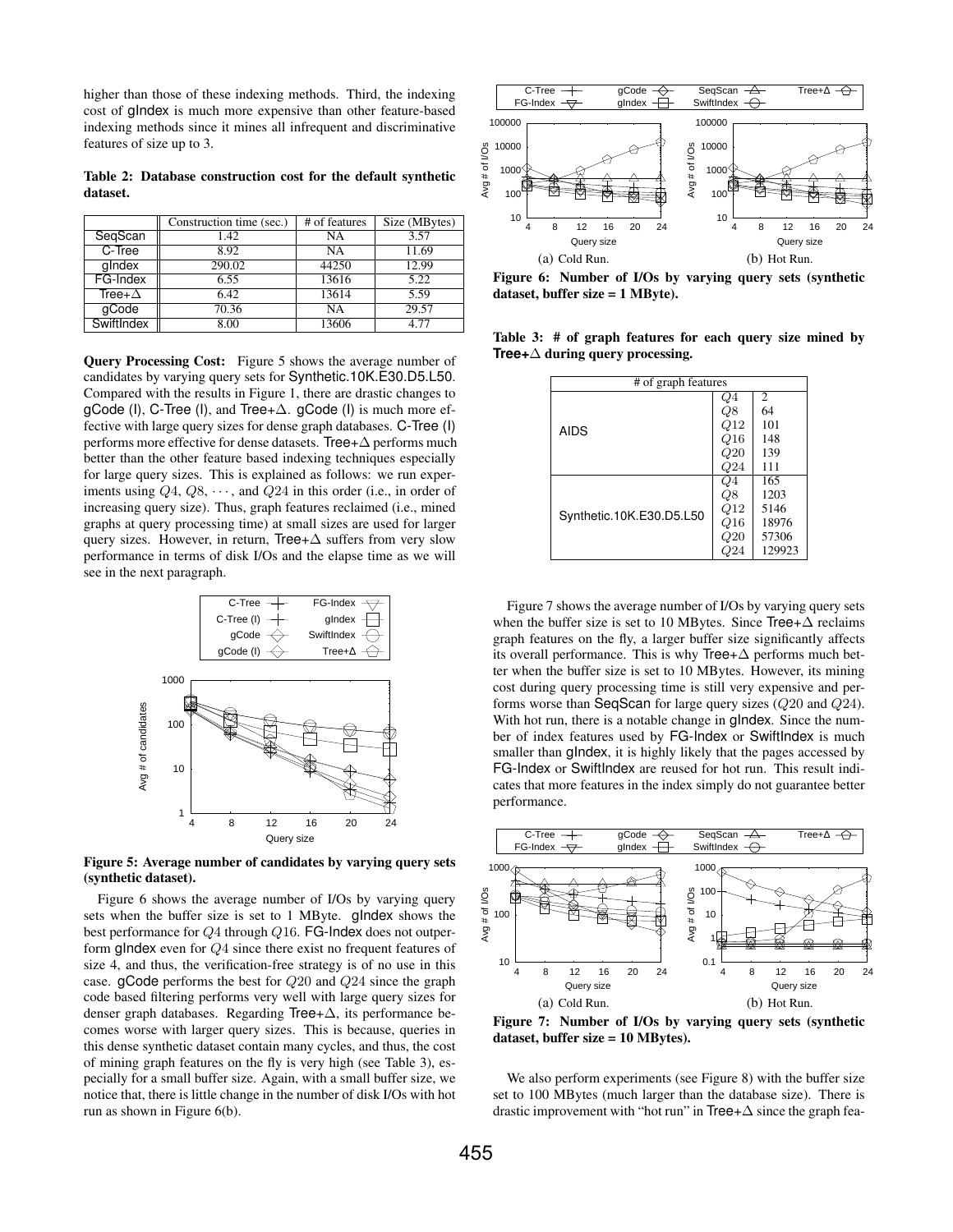higher than those of these indexing methods. Third, the indexing cost of gIndex is much more expensive than other feature-based indexing methods since it mines all infrequent and discriminative features of size up to 3.

**Table 2: Database construction cost for the default synthetic dataset.**

| | Construction time (sec.) | # of features | Size (MBytes) |
|---|---|---|---|
| SeqScan | 1.42 | NA | 3.57 |
| C-Tree | 8.92 | NA | 11.69 |
| gIndex | 290.02 | 44250 | 12.99 |
| FG-Index | 6.55 | 13616 | 5.22 |
| Tree+$\Delta$ | 6.42 | 13614 | 5.59 |
| gCode | 70.36 | NA | 29.57 |
| SwiftIndex | 8.00 | 13606 | 4.77 |

**Query Processing Cost:** Figure 5 shows the average number of candidates by varying query sets for Synthetic.10K.E30.D5.L50. Compared with the results in Figure 1, there are drastic changes to gCode (I), C-Tree (I), and Tree+$\Delta$. gCode (I) is much more effective with large query sizes for dense graph databases. C-Tree (I) performs more effective for dense datasets. Tree+$\Delta$ performs much better than the other feature based indexing techniques especially for large query sizes. This is explained as follows: we run experiments using $Q4$, $Q8$, $\cdots$, and $Q24$ in this order (i.e., in order of increasing query size). Thus, graph features reclaimed (i.e., mined graphs at query processing time) at small sizes are used for larger query sizes. However, in return, Tree+$\Delta$ suffers from very slow performance in terms of disk I/Os and the elapse time as we will see in the next paragraph.

**Figure 5: Average number of candidates by varying query sets (synthetic dataset).**

Figure 6 shows the average number of I/Os by varying query sets when the buffer size is set to 1 MByte. gIndex shows the best performance for $Q4$ through $Q16$. FG-Index does not outperform gIndex even for $Q4$ since there exist no frequent features of size 4, and thus, the verification-free strategy is of no use in this case. gCode performs the best for $Q20$ and $Q24$ since the graph code based filtering performs very well with large query sizes for denser graph databases. Regarding Tree+$\Delta$, its performance becomes worse with larger query sizes. This is because, queries in this dense synthetic dataset contain many cycles, and thus, the cost of mining graph features on the fly is very high (see Table 3), especially for a small buffer size. Again, with a small buffer size, we notice that, there is little change in the number of disk I/Os with hot run as shown in Figure 6(b).

(a) Cold Run. (b) Hot Run.

**Figure 6: Number of I/Os by varying query sets (synthetic dataset, buffer size = 1 MByte).**

**Table 3: # of graph features for each query size mined by Tree+$\Delta$ during query processing.**

| # of graph features | | |
|---|---|---|
| AIDS | $Q4$ | 2 |
| | $Q8$ | 64 |
| | $Q12$ | 101 |
| | $Q16$ | 148 |
| | $Q20$ | 139 |
| | $Q24$ | 111 |
| Synthetic.10K.E30.D5.L50 | $Q4$ | 165 |
| | $Q8$ | 1203 |
| | $Q12$ | 5146 |
| | $Q16$ | 18976 |
| | $Q20$ | 57306 |
| | $Q24$ | 129923 |

Figure 7 shows the average number of I/Os by varying query sets when the buffer size is set to 10 MBytes. Since Tree+$\Delta$ reclaims graph features on the fly, a larger buffer size significantly affects its overall performance. This is why Tree+$\Delta$ performs much better when the buffer size is set to 10 MBytes. However, its mining cost during query processing time is still very expensive and performs worse than SeqScan for large query sizes ($Q20$ and $Q24$). With hot run, there is a notable change in gIndex. Since the number of index features used by FG-Index or SwiftIndex is much smaller than gIndex, it is highly likely that the pages accessed by FG-Index or SwiftIndex are reused for hot run. This result indicates that more features in the index simply do not guarantee better performance.

(a) Cold Run. (b) Hot Run.

**Figure 7: Number of I/Os by varying query sets (synthetic dataset, buffer size = 10 MBytes).**

We also perform experiments (see Figure 8) with the buffer size set to 100 MBytes (much larger than the database size). There is drastic improvement with "hot run" in Tree+$\Delta$ since the graph fea-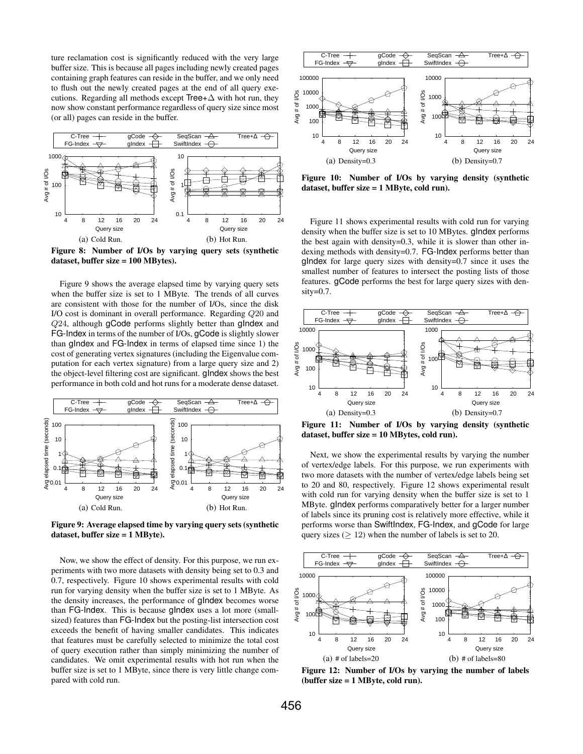ture reclamation cost is significantly reduced with the very large buffer size. This is because all pages including newly created pages containing graph features can reside in the buffer, and we only need to flush out the newly created pages at the end of all query executions. Regarding all methods except Tree+$\Delta$ with hot run, they now show constant performance regardless of query size since most (or all) pages can reside in the buffer.

(a) Cold Run. (b) Hot Run.

**Figure 8: Number of I/Os by varying query sets (synthetic dataset, buffer size = 100 MBytes).**

Figure 9 shows the average elapsed time by varying query sets when the buffer size is set to 1 MByte. The trends of all curves are consistent with those for the number of I/Os, since the disk I/O cost is dominant in overall performance. Regarding $Q20$ and $Q24$, although gCode performs slightly better than gIndex and FG-Index in terms of the number of I/Os, gCode is slightly slower than gIndex and FG-Index in terms of elapsed time since 1) the cost of generating vertex signatures (including the Eigenvalue computation for each vertex signature) from a large query size and 2) the object-level filtering cost are significant. gIndex shows the best performance in both cold and hot runs for a moderate dense dataset.

(a) Cold Run. (b) Hot Run.

**Figure 9: Average elapsed time by varying query sets (synthetic dataset, buffer size = 1 MByte).**

Now, we show the effect of density. For this purpose, we run experiments with two more datasets with density being set to 0.3 and 0.7, respectively. Figure 10 shows experimental results with cold run for varying density when the buffer size is set to 1 MByte. As the density increases, the performance of gIndex becomes worse than FG-Index. This is because gIndex uses a lot more (small-sized) features than FG-Index but the posting-list intersection cost exceeds the benefit of having smaller candidates. This indicates that features must be carefully selected to minimize the total cost of query execution rather than simply minimizing the number of candidates. We omit experimental results with hot run when the buffer size is set to 1 MByte, since there is very little change compared with cold run.

(a) Density=0.3 (b) Density=0.7

**Figure 10: Number of I/Os by varying density (synthetic dataset, buffer size = 1 MByte, cold run).**

Figure 11 shows experimental results with cold run for varying density when the buffer size is set to 10 MBytes. gIndex performs the best again with density=0.3, while it is slower than other indexing methods with density=0.7. FG-Index performs better than gIndex for large query sizes with density=0.7 since it uses the smallest number of features to intersect the posting lists of those features. gCode performs the best for large query sizes with density=0.7.

(a) Density=0.3 (b) Density=0.7

**Figure 11: Number of I/Os by varying density (synthetic dataset, buffer size = 10 MBytes, cold run).**

Next, we show the experimental results by varying the number of vertex/edge labels. For this purpose, we run experiments with two more datasets with the number of vertex/edge labels being set to 20 and 80, respectively. Figure 12 shows experimental result with cold run for varying density when the buffer size is set to 1 MByte. gIndex performs comparatively better for a larger number of labels since its pruning cost is relatively more effective, while it performs worse than SwiftIndex, FG-Index, and gCode for large query sizes ($\geq 12$) when the number of labels is set to 20.

(a) # of labels=20 (b) # of labels=80

**Figure 12: Number of I/Os by varying the number of labels (buffer size = 1 MByte, cold run).**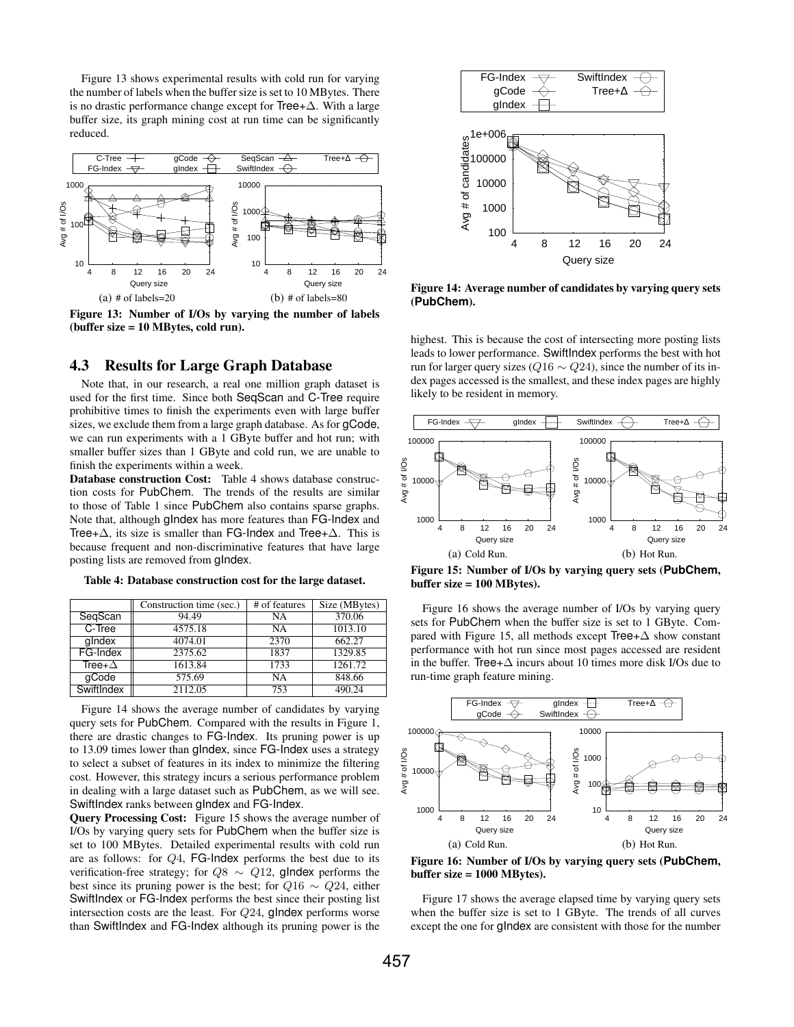Figure 13 shows experimental results with cold run for varying the number of labels when the buffer size is set to 10 MBytes. There is no drastic performance change except for Tree+$\Delta$. With a large buffer size, its graph mining cost at run time can be significantly reduced.

(a) # of labels=20 (b) # of labels=80

**Figure 13: Number of I/Os by varying the number of labels (buffer size = 10 MBytes, cold run).**

## 4.3 Results for Large Graph Database

Note that, in our research, a real one million graph dataset is used for the first time. Since both SeqScan and C-Tree require prohibitive times to finish the experiments even with large buffer sizes, we exclude them from a large graph database. As for gCode, we can run experiments with a 1 GByte buffer and hot run; with smaller buffer sizes than 1 GByte and cold run, we are unable to finish the experiments within a week.

**Database construction Cost:** Table 4 shows database construction costs for PubChem. The trends of the results are similar to those of Table 1 since PubChem also contains sparse graphs. Note that, although gIndex has more features than FG-Index and Tree+$\Delta$, its size is smaller than FG-Index and Tree+$\Delta$. This is because frequent and non-discriminative features that have large posting lists are removed from gIndex.

**Table 4: Database construction cost for the large dataset.**

| | Construction time (sec.) | # of features | Size (MBytes) |
|---|---|---|---|
| SeqScan | 94.49 | NA | 370.06 |
| C-Tree | 4575.18 | NA | 1013.10 |
| gIndex | 4074.01 | 2370 | 662.27 |
| FG-Index | 2375.62 | 1837 | 1329.85 |
| Tree+$\Delta$ | 1613.84 | 1733 | 1261.72 |
| gCode | 575.69 | NA | 848.66 |
| SwiftIndex | 2112.05 | 753 | 490.24 |

Figure 14 shows the average number of candidates by varying query sets for PubChem. Compared with the results in Figure 1, there are drastic changes to FG-Index. Its pruning power is up to 13.09 times lower than gIndex, since FG-Index uses a strategy to select a subset of features in its index to minimize the filtering cost. However, this strategy incurs a serious performance problem in dealing with a large dataset such as PubChem, as we will see. SwiftIndex ranks between gIndex and FG-Index.

**Query Processing Cost:** Figure 15 shows the average number of I/Os by varying query sets for PubChem when the buffer size is set to 100 MBytes. Detailed experimental results with cold run are as follows: for $Q4$, FG-Index performs the best due to its verification-free strategy; for $Q8 \sim Q12$, gIndex performs the best since its pruning power is the best; for $Q16 \sim Q24$, either SwiftIndex or FG-Index performs the best since their posting list intersection costs are the least. For $Q24$, gIndex performs worse than SwiftIndex and FG-Index although its pruning power is the

**Figure 14: Average number of candidates by varying query sets (PubChem).**

highest. This is because the cost of intersecting more posting lists leads to lower performance. SwiftIndex performs the best with hot run for larger query sizes ($Q16 \sim Q24$), since the number of its index pages accessed is the smallest, and these index pages are highly likely to be resident in memory.

(a) Cold Run. (b) Hot Run.

**Figure 15: Number of I/Os by varying query sets (PubChem, buffer size = 100 MBytes).**

Figure 16 shows the average number of I/Os by varying query sets for PubChem when the buffer size is set to 1 GByte. Compared with Figure 15, all methods except Tree+$\Delta$ show constant performance with hot run since most pages accessed are resident in the buffer. Tree+$\Delta$ incurs about 10 times more disk I/Os due to run-time graph feature mining.

(a) Cold Run. (b) Hot Run.

**Figure 16: Number of I/Os by varying query sets (PubChem, buffer size = 1000 MBytes).**

Figure 17 shows the average elapsed time by varying query sets when the buffer size is set to 1 GByte. The trends of all curves except the one for gIndex are consistent with those for the number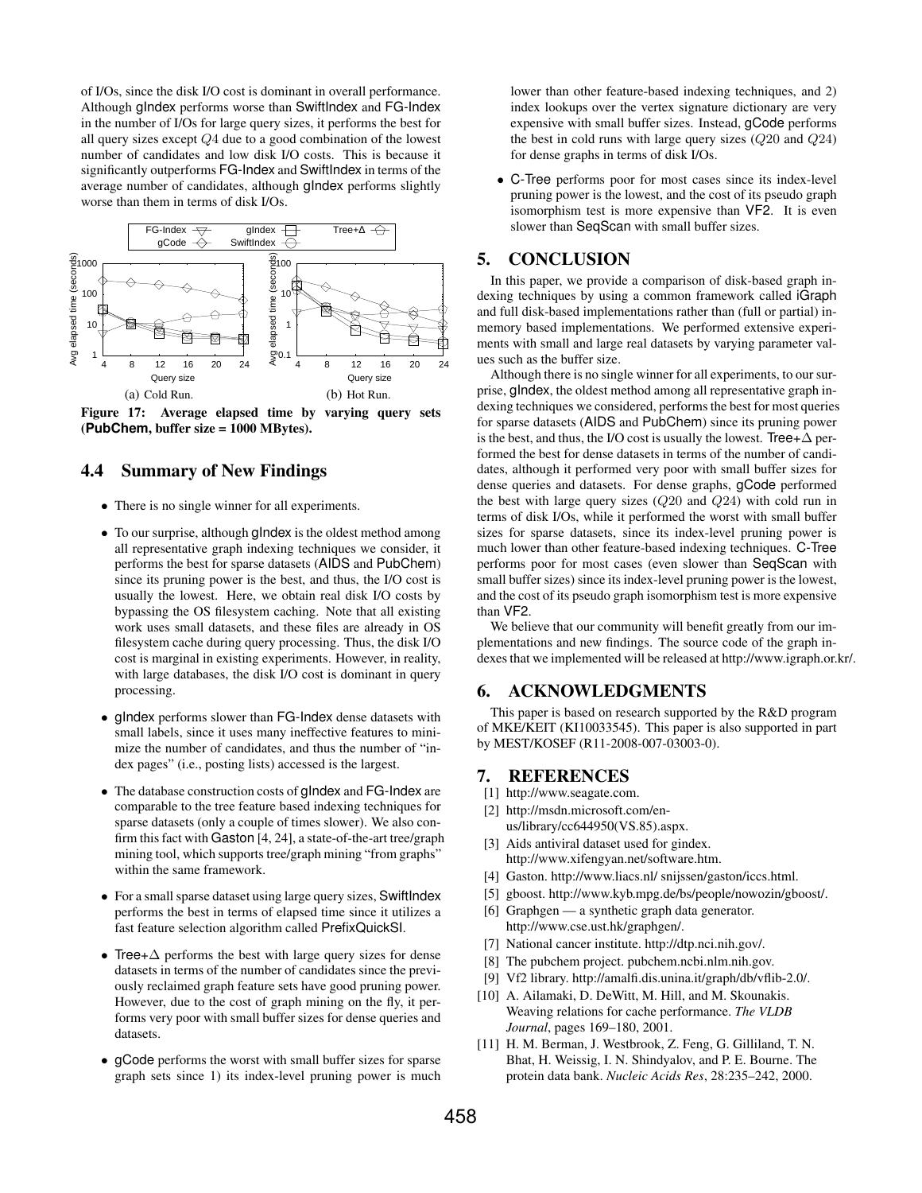of I/Os, since the disk I/O cost is dominant in overall performance. Although gIndex performs worse than SwiftIndex and FG-Index in the number of I/Os for large query sizes, it performs the best for all query sizes except $Q4$ due to a good combination of the lowest number of candidates and low disk I/O costs. This is because it significantly outperforms FG-Index and SwiftIndex in terms of the average number of candidates, although gIndex performs slightly worse than them in terms of disk I/Os.

(a) Cold Run. (b) Hot Run.

**Figure 17: Average elapsed time by varying query sets (PubChem, buffer size = 1000 MBytes).**

### 4.4 Summary of New Findings

- There is no single winner for all experiments.
- To our surprise, although gIndex is the oldest method among all representative graph indexing techniques we consider, it performs the best for sparse datasets (AIDS and PubChem) since its pruning power is the best, and thus, the I/O cost is usually the lowest. Here, we obtain real disk I/O costs by bypassing the OS filesystem caching. Note that all existing work uses small datasets, and these files are already in OS filesystem cache during query processing. Thus, the disk I/O cost is marginal in existing experiments. However, in reality, with large databases, the disk I/O cost is dominant in query processing.
- gIndex performs slower than FG-Index dense datasets with small labels, since it uses many ineffective features to minimize the number of candidates, and thus the number of "index pages" (i.e., posting lists) accessed is the largest.
- The database construction costs of gIndex and FG-Index are comparable to the tree feature based indexing techniques for sparse datasets (only a couple of times slower). We also confirm this fact with Gaston [4, 24], a state-of-the-art tree/graph mining tool, which supports tree/graph mining "from graphs" within the same framework.
- For a small sparse dataset using large query sizes, SwiftIndex performs the best in terms of elapsed time since it utilizes a fast feature selection algorithm called PrefixQuickSI.
- Tree+$\Delta$ performs the best with large query sizes for dense datasets in terms of the number of candidates since the previously reclaimed graph feature sets have good pruning power. However, due to the cost of graph mining on the fly, it performs very poor with small buffer sizes for dense queries and datasets.
- gCode performs the worst with small buffer sizes for sparse graph sets since 1) its index-level pruning power is much lower than other feature-based indexing techniques, and 2) index lookups over the vertex signature dictionary are very expensive with small buffer sizes. Instead, gCode performs the best in cold runs with large query sizes ($Q20$ and $Q24$) for dense graphs in terms of disk I/Os.
- C-Tree performs poor for most cases since its index-level pruning power is the lowest, and the cost of its pseudo graph isomorphism test is more expensive than VF2. It is even slower than SeqScan with small buffer sizes.

## 5. CONCLUSION

In this paper, we provide a comparison of disk-based graph indexing techniques by using a common framework called iGraph and full disk-based implementations rather than (full or partial) inmemory based implementations. We performed extensive experiments with small and large real datasets by varying parameter values such as the buffer size.

Although there is no single winner for all experiments, to our surprise, gIndex, the oldest method among all representative graph indexing techniques we considered, performs the best for most queries for sparse datasets (AIDS and PubChem) since its pruning power is the best, and thus, the I/O cost is usually the lowest. Tree+$\Delta$ performed the best for dense datasets in terms of the number of candidates, although it performed very poor with small buffer sizes for dense queries and datasets. For dense graphs, gCode performed the best with large query sizes ($Q20$ and $Q24$) with cold run in terms of disk I/Os, while it performed the worst with small buffer sizes for sparse datasets, since its index-level pruning power is much lower than other feature-based indexing techniques. C-Tree performs poor for most cases (even slower than SeqScan with small buffer sizes) since its index-level pruning power is the lowest, and the cost of its pseudo graph isomorphism test is more expensive than VF2.

We believe that our community will benefit greatly from our implementations and new findings. The source code of the graph indexes that we implemented will be released at http://www.igraph.or.kr/.

## 6. ACKNOWLEDGMENTS

This paper is based on research supported by the R&D program of MKE/KEIT (KI10033545). This paper is also supported in part by MEST/KOSEF (R11-2008-007-03003-0).

## 7. REFERENCES

[1] http://www.seagate.com.

[2] http://msdn.microsoft.com/en-us/library/cc644950(VS.85).aspx.

[3] Aids antiviral dataset used for gindex. http://www.xifengyan.net/software.htm.

[4] Gaston. http://www.liacs.nl/ snijssen/gaston/iccs.html.

[5] gboost. http://www.kyb.mpg.de/bs/people/nowozin/gboost/.

[6] Graphgen — a synthetic graph data generator. http://www.cse.ust.hk/graphgen/.

[7] National cancer institute. http://dtp.nci.nih.gov/.

[8] The pubchem project. pubchem.ncbi.nlm.nih.gov.

[9] Vf2 library. http://amalfi.dis.unina.it/graph/db/vflib-2.0/.

[10] A. Ailamaki, D. DeWitt, M. Hill, and M. Skounakis. Weaving relations for cache performance. *The VLDB Journal*, pages 169–180, 2001.

[11] H. M. Berman, J. Westbrook, Z. Feng, G. Gilliland, T. N. Bhat, H. Weissig, I. N. Shindyalov, and P. E. Bourne. The protein data bank. *Nucleic Acids Res*, 28:235–242, 2000.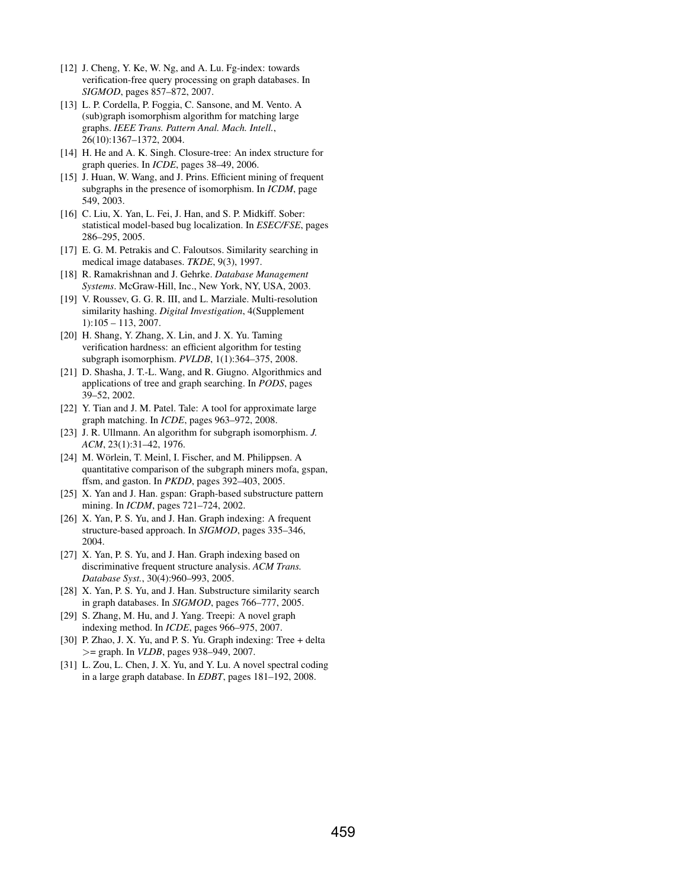[12] J. Cheng, Y. Ke, W. Ng, and A. Lu. Fg-index: towards verification-free query processing on graph databases. In *SIGMOD*, pages 857–872, 2007.

[13] L. P. Cordella, P. Foggia, C. Sansone, and M. Vento. A (sub)graph isomorphism algorithm for matching large graphs. *IEEE Trans. Pattern Anal. Mach. Intell.*, 26(10):1367–1372, 2004.

[14] H. He and A. K. Singh. Closure-tree: An index structure for graph queries. In *ICDE*, pages 38–49, 2006.

[15] J. Huan, W. Wang, and J. Prins. Efficient mining of frequent subgraphs in the presence of isomorphism. In *ICDM*, page 549, 2003.

[16] C. Liu, X. Yan, L. Fei, J. Han, and S. P. Midkiff. Sober: statistical model-based bug localization. In *ESEC/FSE*, pages 286–295, 2005.

[17] E. G. M. Petrakis and C. Faloutsos. Similarity searching in medical image databases. *TKDE*, 9(3), 1997.

[18] R. Ramakrishnan and J. Gehrke. *Database Management Systems*. McGraw-Hill, Inc., New York, NY, USA, 2003.

[19] V. Roussev, G. G. R. III, and L. Marziale. Multi-resolution similarity hashing. *Digital Investigation*, 4(Supplement 1):105 – 113, 2007.

[20] H. Shang, Y. Zhang, X. Lin, and J. X. Yu. Taming verification hardness: an efficient algorithm for testing subgraph isomorphism. *PVLDB*, 1(1):364–375, 2008.

[21] D. Shasha, J. T.-L. Wang, and R. Giugno. Algorithmics and applications of tree and graph searching. In *PODS*, pages 39–52, 2002.

[22] Y. Tian and J. M. Patel. Tale: A tool for approximate large graph matching. In *ICDE*, pages 963–972, 2008.

[23] J. R. Ullmann. An algorithm for subgraph isomorphism. *J. ACM*, 23(1):31–42, 1976.

[24] M. Wörlein, T. Meinl, I. Fischer, and M. Philippsen. A quantitative comparison of the subgraph miners mofa, gspan, ffsm, and gaston. In *PKDD*, pages 392–403, 2005.

[25] X. Yan and J. Han. gspan: Graph-based substructure pattern mining. In *ICDM*, pages 721–724, 2002.

[26] X. Yan, P. S. Yu, and J. Han. Graph indexing: A frequent structure-based approach. In *SIGMOD*, pages 335–346, 2004.

[27] X. Yan, P. S. Yu, and J. Han. Graph indexing based on discriminative frequent structure analysis. *ACM Trans. Database Syst.*, 30(4):960–993, 2005.

[28] X. Yan, P. S. Yu, and J. Han. Substructure similarity search in graph databases. In *SIGMOD*, pages 766–777, 2005.

[29] S. Zhang, M. Hu, and J. Yang. Treepi: A novel graph indexing method. In *ICDE*, pages 966–975, 2007.

[30] P. Zhao, J. X. Yu, and P. S. Yu. Graph indexing: Tree + delta >= graph. In *VLDB*, pages 938–949, 2007.

[31] L. Zou, L. Chen, J. X. Yu, and Y. Lu. A novel spectral coding in a large graph database. In *EDBT*, pages 181–192, 2008.